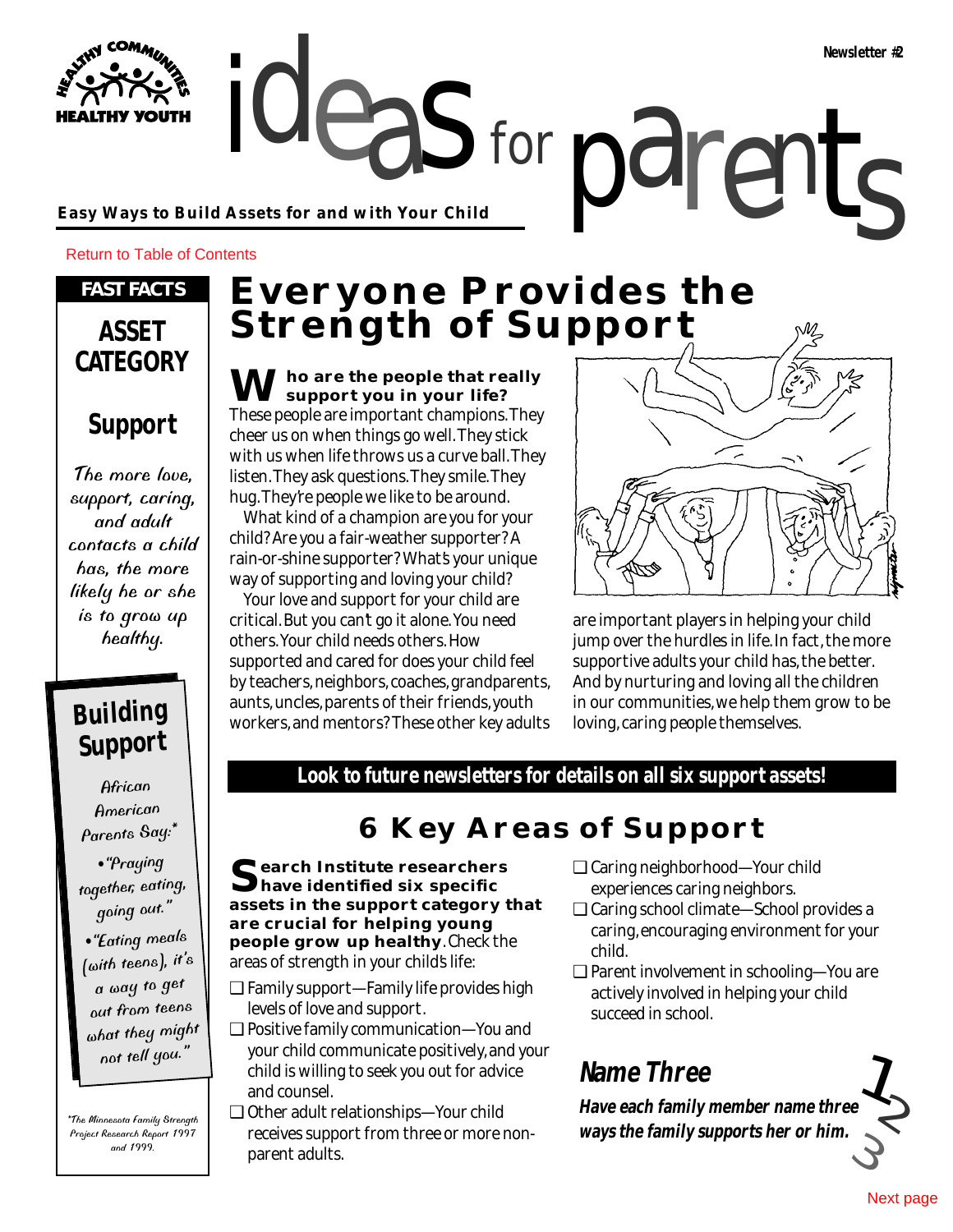Newsletter #2

# ideas for parents

**Easy Ways to Build Assets for and with Your Child**

Return to Table of Contents

**FAST FACTS**

## ASSET CATEGORY

## Support

*The more love, support, caring, and adult contacts a child has, the more likely he or she is to grow up healthy.*

## Building Support

*African American Parents Say:**

- *"Praying together, eating, going out."*
- *"Eating meals (with teens), it's a way to get out from teens what they might not tell you."*

*\*The Minnesota Family Strength Project Research Report 1997 and 1999.*

# Everyone Provides the Strength of Support

**Who are the people that really support you in your life?** These people are important champions. They cheer us on when things go well. They stick with us when life throws us a curve ball. They listen. They ask questions. They smile. They hug. They're people we like to be around.

What kind of a champion are you for your child? Are you a fair-weather supporter? A rain-or-shine supporter? What's your unique way of supporting and loving your child?

Your love and support for your child are critical. But you can't go it alone. You need others. Your child needs others. How supported and cared for does your child feel by teachers, neighbors, coaches, grandparents, aunts, uncles, parents of their friends, youth workers, and mentors? These other key adults are important players in helping your child jump over the hurdles in life. In fact, the more supportive adults your child has, the better. And by nurturing and loving all the children in our communities, we help them grow to be loving, caring people themselves.

**Look to future newsletters for details on all six support assets!**

## 6 Key Areas of Support

**Search Institute researchers have identified six specific assets in the support category that are crucial for helping young people grow up healthy**. Check the areas of strength in your child's life:

- ❑ Family support—Family life provides high levels of love and support.
- ❑ Positive family communication—You and your child communicate positively, and your child is willing to seek you out for advice and counsel.
- ❑ Other adult relationships—Your child receives support from three or more non-parent adults.
- ❑ Caring neighborhood—Your child experiences caring neighbors.
- ❑ Caring school climate—School provides a caring, encouraging environment for your child.
- ❑ Parent involvement in schooling—You are actively involved in helping your child succeed in school.

### Name Three

***Have each family member name three ways the family supports her or him.***

Next page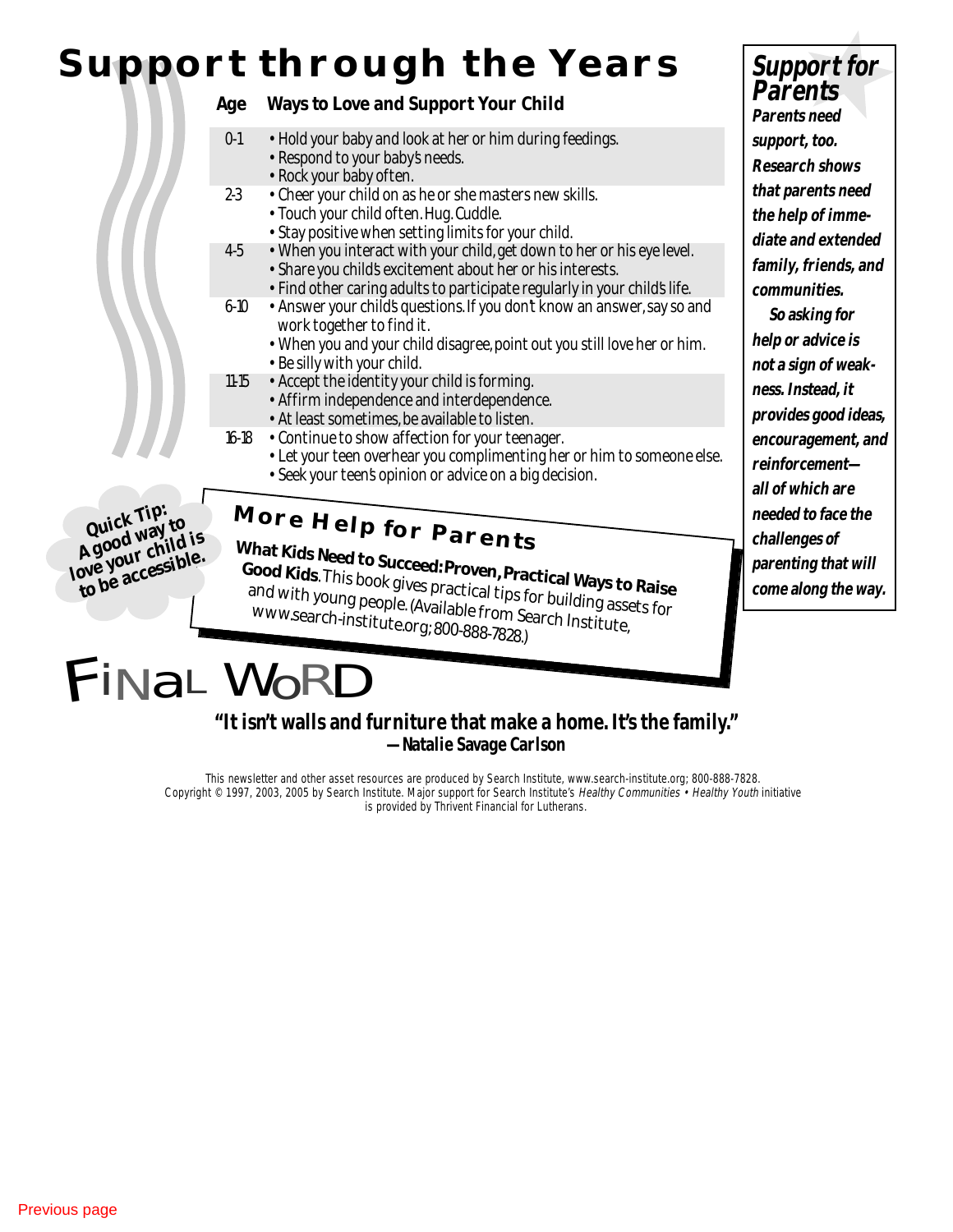# Support through the Years

| Age | Ways to Love and Support Your Child |
|---|---|
| 0-1 | • Hold your baby and look at her or him during feedings.<br>• Respond to your baby's needs.<br>• Rock your baby often. |
| 2-3 | • Cheer your child on as he or she masters new skills.<br>• Touch your child often. Hug. Cuddle.<br>• Stay positive when setting limits for your child. |
| 4-5 | • When you interact with your child, get down to her or his eye level.<br>• Share you child's excitement about her or his interests.<br>• Find other caring adults to participate regularly in your child's life. |
| 6-10 | • Answer your child's questions. If you don't know an answer, say so and work together to find it.<br>• When you and your child disagree, point out you still love her or him.<br>• Be silly with your child. |
| 11-15 | • Accept the identity your child is forming.<br>• Affirm independence and interdependence.<br>• At least sometimes, be available to listen. |
| 16-18 | • Continue to show affection for your teenager.<br>• Let your teen overhear you complimenting her or him to someone else.<br>• Seek your teen's opinion or advice on a big decision. |

## Support for Parents

***Parents need support, too. Research shows that parents need the help of immediate and extended family, friends, and communities.***

***So asking for help or advice is not a sign of weakness. Instead, it provides good ideas, encouragement, and reinforcement—all of which are needed to face the challenges of parenting that will come along the way.***

**Quick Tip: A good way to love your child is to be accessible.**

## More Help for Parents

**What Kids Need to Succeed: Proven, Practical Ways to Raise Good Kids**. This book gives practical tips for building assets for and with young people. (Available from Search Institute, www.search-institute.org; 800-888-7828.)

# Final Word

**"It isn't walls and furniture that make a home. It's the family."**
**—Natalie Savage Carlson**

This newsletter and other asset resources are produced by Search Institute, www.search-institute.org; 800-888-7828.
Copyright © 1997, 2003, 2005 by Search Institute. Major support for Search Institute's *Healthy Communities • Healthy Youth* initiative is provided by Thrivent Financial for Lutherans.

Previous page